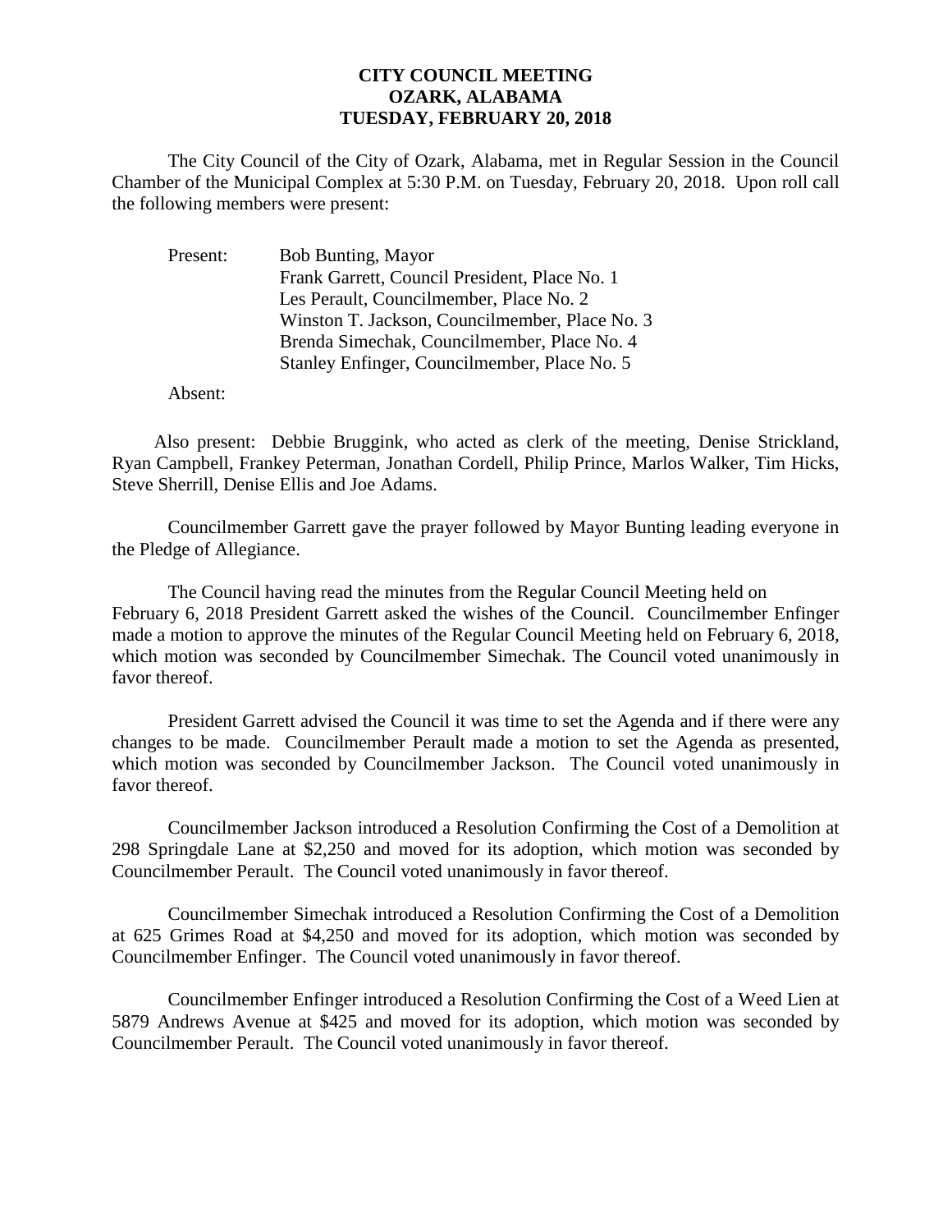**CITY COUNCIL MEETING**
**OZARK, ALABAMA**
**TUESDAY, FEBRUARY 20, 2018**

The City Council of the City of Ozark, Alabama, met in Regular Session in the Council Chamber of the Municipal Complex at 5:30 P.M. on Tuesday, February 20, 2018. Upon roll call the following members were present:

| | |
|---|---|
| Present: | Bob Bunting, Mayor |
| | Frank Garrett, Council President, Place No. 1 |
| | Les Perault, Councilmember, Place No. 2 |
| | Winston T. Jackson, Councilmember, Place No. 3 |
| | Brenda Simechak, Councilmember, Place No. 4 |
| | Stanley Enfinger, Councilmember, Place No. 5 |
| Absent: | |

Also present: Debbie Bruggink, who acted as clerk of the meeting, Denise Strickland, Ryan Campbell, Frankey Peterman, Jonathan Cordell, Philip Prince, Marlos Walker, Tim Hicks, Steve Sherrill, Denise Ellis and Joe Adams.

Councilmember Garrett gave the prayer followed by Mayor Bunting leading everyone in the Pledge of Allegiance.

The Council having read the minutes from the Regular Council Meeting held on February 6, 2018 President Garrett asked the wishes of the Council. Councilmember Enfinger made a motion to approve the minutes of the Regular Council Meeting held on February 6, 2018, which motion was seconded by Councilmember Simechak. The Council voted unanimously in favor thereof.

President Garrett advised the Council it was time to set the Agenda and if there were any changes to be made. Councilmember Perault made a motion to set the Agenda as presented, which motion was seconded by Councilmember Jackson. The Council voted unanimously in favor thereof.

Councilmember Jackson introduced a Resolution Confirming the Cost of a Demolition at 298 Springdale Lane at $2,250 and moved for its adoption, which motion was seconded by Councilmember Perault. The Council voted unanimously in favor thereof.

Councilmember Simechak introduced a Resolution Confirming the Cost of a Demolition at 625 Grimes Road at $4,250 and moved for its adoption, which motion was seconded by Councilmember Enfinger. The Council voted unanimously in favor thereof.

Councilmember Enfinger introduced a Resolution Confirming the Cost of a Weed Lien at 5879 Andrews Avenue at $425 and moved for its adoption, which motion was seconded by Councilmember Perault. The Council voted unanimously in favor thereof.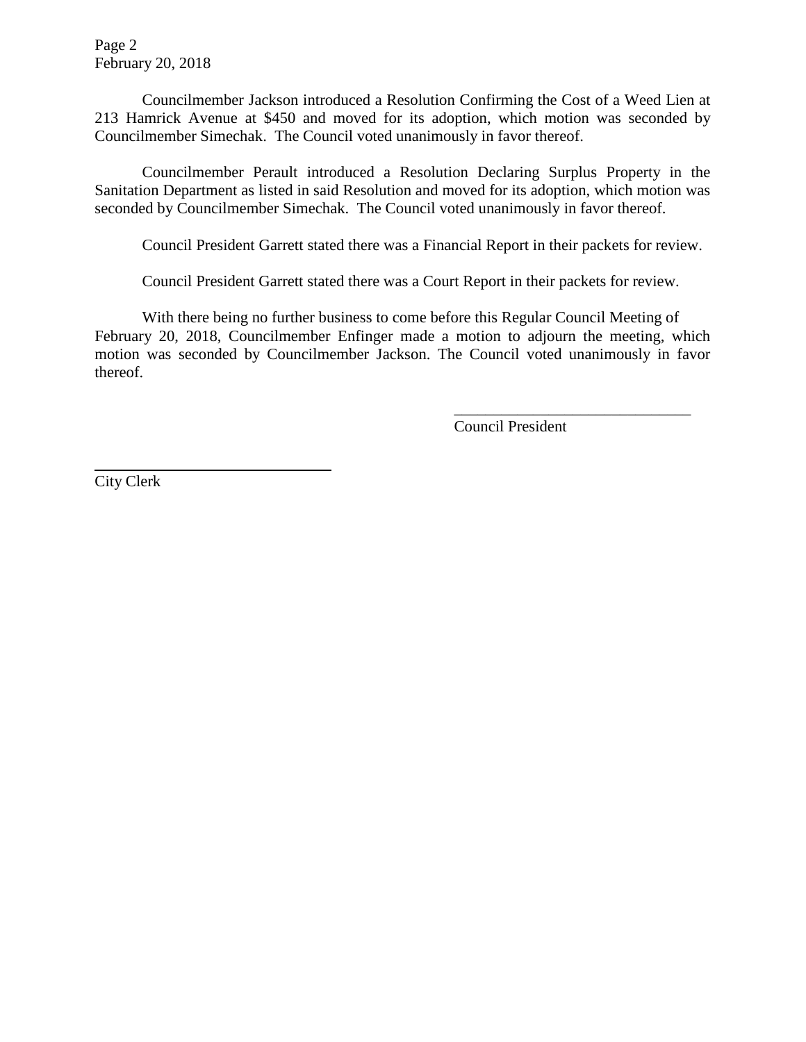Councilmember Jackson introduced a Resolution Confirming the Cost of a Weed Lien at 213 Hamrick Avenue at $450 and moved for its adoption, which motion was seconded by Councilmember Simechak. The Council voted unanimously in favor thereof.

Councilmember Perault introduced a Resolution Declaring Surplus Property in the Sanitation Department as listed in said Resolution and moved for its adoption, which motion was seconded by Councilmember Simechak. The Council voted unanimously in favor thereof.

Council President Garrett stated there was a Financial Report in their packets for review.

Council President Garrett stated there was a Court Report in their packets for review.

With there being no further business to come before this Regular Council Meeting of February 20, 2018, Councilmember Enfinger made a motion to adjourn the meeting, which motion was seconded by Councilmember Jackson. The Council voted unanimously in favor thereof.

\_\_\_\_\_\_\_\_\_\_\_\_\_\_\_\_\_\_\_\_\_\_\_\_\_\_\_\_\_\_\_
Council President

\_\_\_\_\_\_\_\_\_\_\_\_\_\_\_\_\_\_\_\_\_\_\_\_\_\_\_\_\_\_\_
City Clerk